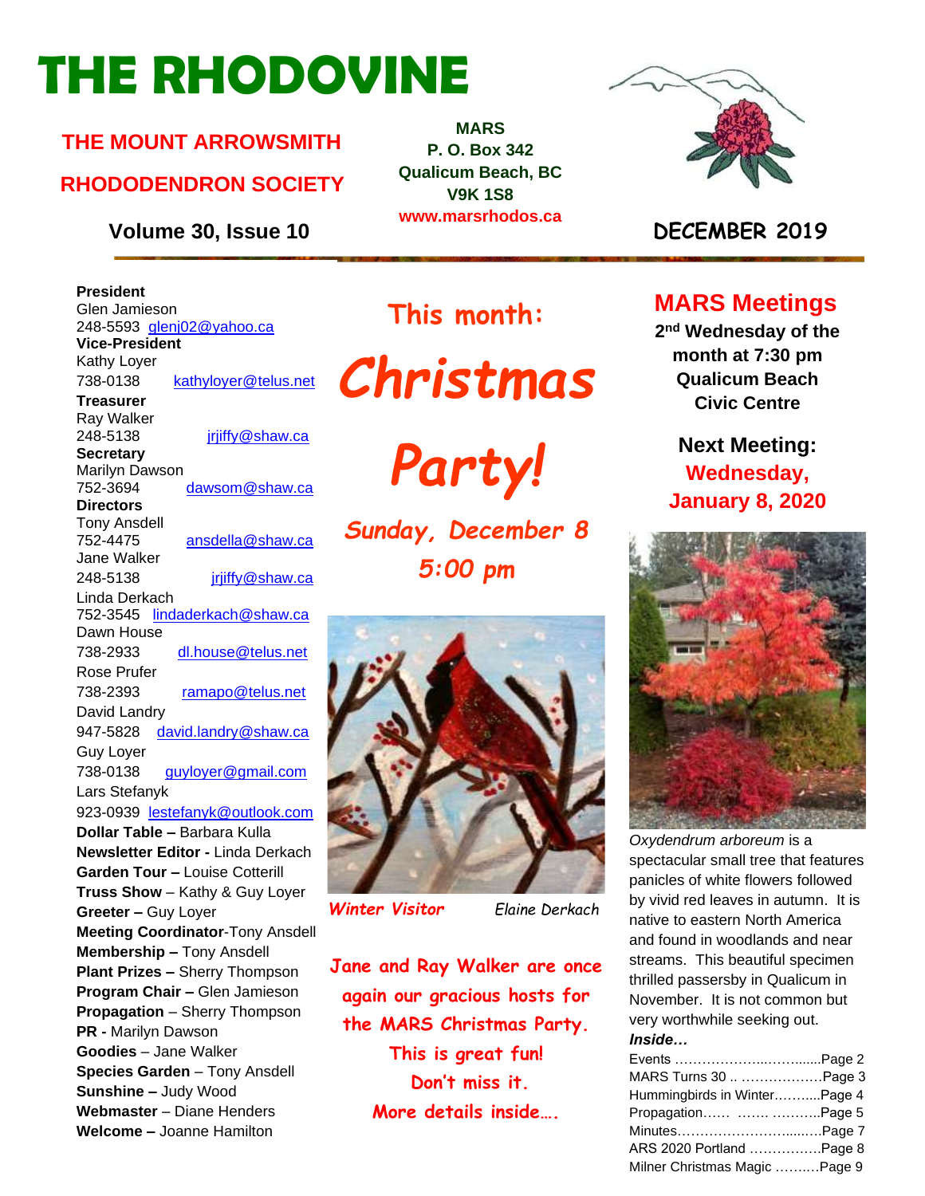# THE RHODOVINE

## THE MOUNT ARROWSMITH RHODODENDRON SOCIETY

**MARS**
**P. O. Box 342**
**Qualicum Beach, BC**
**V9K 1S8**
**www.marsrhodos.ca**

**Volume 30, Issue 10** **DECEMBER 2019**

**President**
Glen Jamieson
248-5593 glenj02@yahoo.ca
**Vice-President**
Kathy Loyer
738-0138 kathyloyer@telus.net
**Treasurer**
Ray Walker
248-5138 jrjiffy@shaw.ca
**Secretary**
Marilyn Dawson
752-3694 dawsom@shaw.ca
**Directors**
Tony Ansdell
752-4475 ansdella@shaw.ca
Jane Walker
248-5138 jrjiffy@shaw.ca
Linda Derkach
752-3545 lindaderkach@shaw.ca
Dawn House
738-2933 dl.house@telus.net
Rose Prufer
738-2393 ramapo@telus.net
David Landry
947-5828 david.landry@shaw.ca
Guy Loyer
738-0138 guyloyer@gmail.com
Lars Stefanyk
923-0939 lestefanyk@outlook.com
**Dollar Table –** Barbara Kulla
**Newsletter Editor -** Linda Derkach
**Garden Tour –** Louise Cotterill
**Truss Show** – Kathy & Guy Loyer
**Greeter –** Guy Loyer
**Meeting Coordinator**-Tony Ansdell
**Membership –** Tony Ansdell
**Plant Prizes –** Sherry Thompson
**Program Chair –** Glen Jamieson
**Propagation** – Sherry Thompson
**PR -** Marilyn Dawson
**Goodies** – Jane Walker
**Species Garden** – Tony Ansdell
**Sunshine –** Judy Wood
**Webmaster** – Diane Henders
**Welcome –** Joanne Hamilton

## This month:

# *Christmas Party!*

***Sunday, December 8***
***5:00 pm***

*Winter Visitor* Elaine Derkach

**Jane and Ray Walker are once again our gracious hosts for the MARS Christmas Party.**
**This is great fun!**
**Don't miss it.**
**More details inside….**

## MARS Meetings

**2nd Wednesday of the month at 7:30 pm**
**Qualicum Beach Civic Centre**

**Next Meeting:**
**Wednesday, January 8, 2020**

*Oxydendrum arboreum* is a spectacular small tree that features panicles of white flowers followed by vivid red leaves in autumn. It is native to eastern North America and found in woodlands and near streams. This beautiful specimen thrilled passersby in Qualicum in November. It is not common but very worthwhile seeking out.

***Inside…***

| | |
|---|---|
| Events | Page 2 |
| MARS Turns 30 | Page 3 |
| Hummingbirds in Winter | Page 4 |
| Propagation | Page 5 |
| Minutes | Page 7 |
| ARS 2020 Portland | Page 8 |
| Milner Christmas Magic | Page 9 |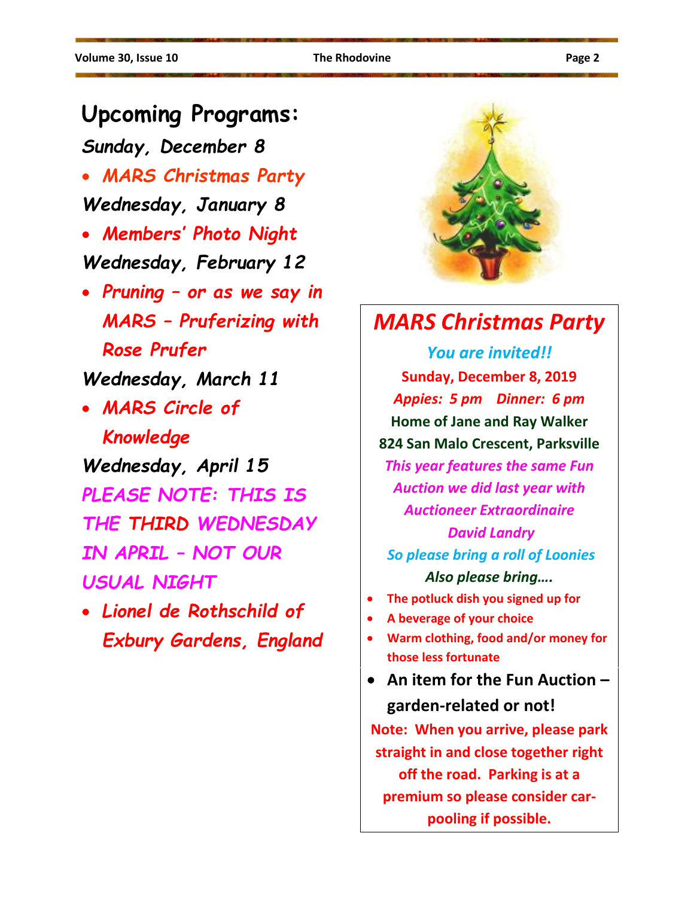## Upcoming Programs:

***Sunday, December 8***

- *MARS Christmas Party*

***Wednesday, January 8***

- *Members' Photo Night*

***Wednesday, February 12***

- *Pruning – or as we say in MARS – Pruferizing with Rose Prufer*

***Wednesday, March 11***

- *MARS Circle of Knowledge*

***Wednesday, April 15***

*PLEASE NOTE: THIS IS THE THIRD WEDNESDAY IN APRIL – NOT OUR USUAL NIGHT*

- *Lionel de Rothschild of Exbury Gardens, England*

## *MARS Christmas Party*

***You are invited!!***

**Sunday, December 8, 2019**

***Appies: 5 pm Dinner: 6 pm***

**Home of Jane and Ray Walker**

**824 San Malo Crescent, Parksville**

***This year features the same Fun Auction we did last year with Auctioneer Extraordinaire David Landry***

***So please bring a roll of Loonies***

***Also please bring….***

- **The potluck dish you signed up for**
- **A beverage of your choice**
- **Warm clothing, food and/or money for those less fortunate**
- **An item for the Fun Auction – garden-related or not!**

**Note: When you arrive, please park straight in and close together right off the road. Parking is at a premium so please consider car-pooling if possible.**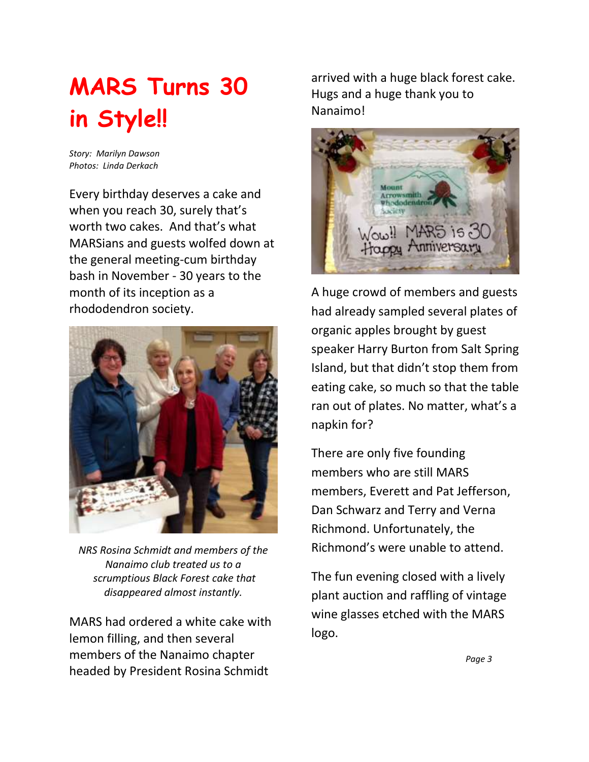# MARS Turns 30 in Style!!

*Story: Marilyn Dawson*
*Photos: Linda Derkach*

Every birthday deserves a cake and when you reach 30, surely that's worth two cakes. And that's what MARSians and guests wolfed down at the general meeting-cum birthday bash in November - 30 years to the month of its inception as a rhododendron society.

*NRS Rosina Schmidt and members of the Nanaimo club treated us to a scrumptious Black Forest cake that disappeared almost instantly.*

MARS had ordered a white cake with lemon filling, and then several members of the Nanaimo chapter headed by President Rosina Schmidt arrived with a huge black forest cake. Hugs and a huge thank you to Nanaimo!

A huge crowd of members and guests had already sampled several plates of organic apples brought by guest speaker Harry Burton from Salt Spring Island, but that didn't stop them from eating cake, so much so that the table ran out of plates. No matter, what's a napkin for?

There are only five founding members who are still MARS members, Everett and Pat Jefferson, Dan Schwarz and Terry and Verna Richmond. Unfortunately, the Richmond's were unable to attend.

The fun evening closed with a lively plant auction and raffling of vintage wine glasses etched with the MARS logo.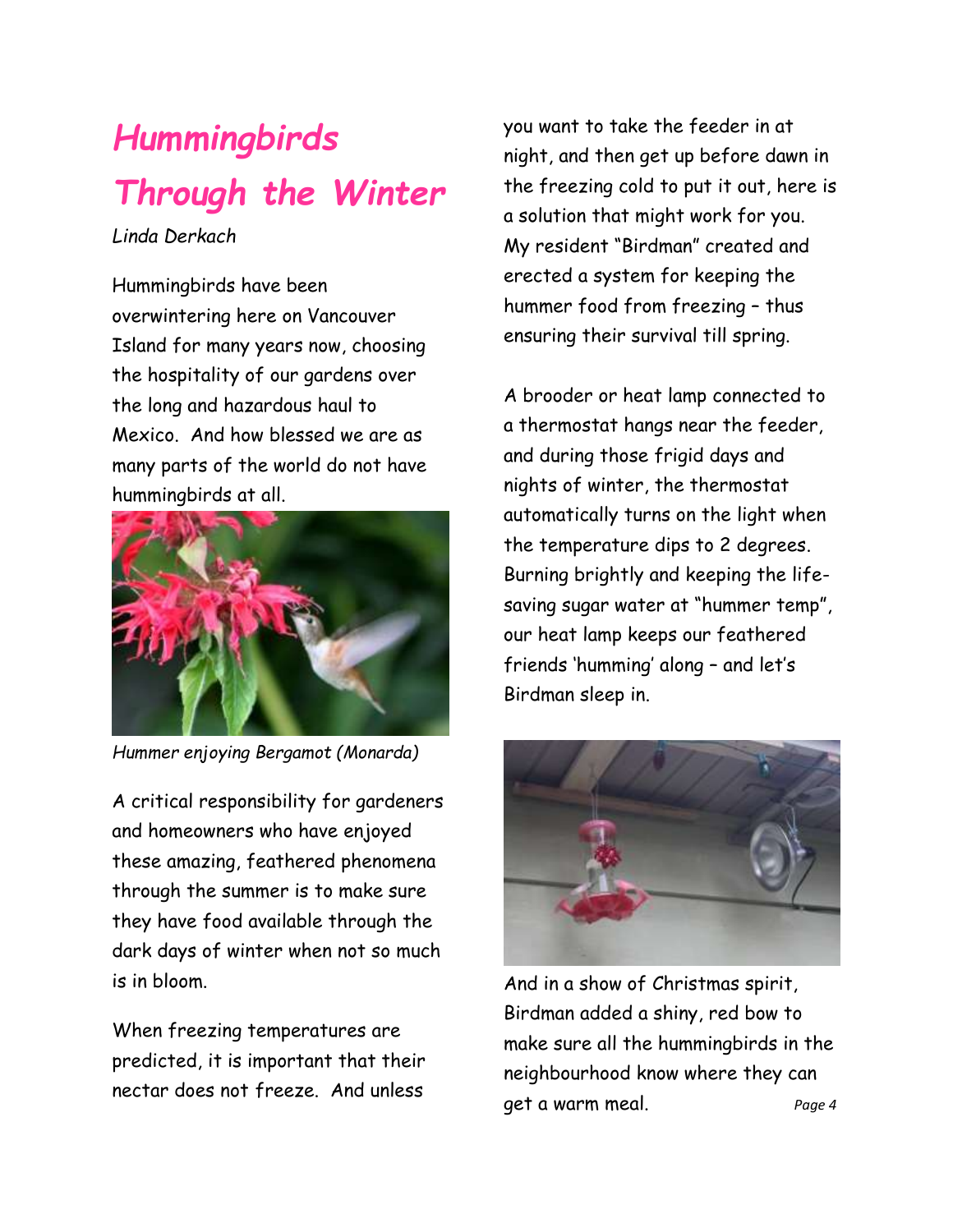# *Hummingbirds Through the Winter*

*Linda Derkach*

Hummingbirds have been overwintering here on Vancouver Island for many years now, choosing the hospitality of our gardens over the long and hazardous haul to Mexico. And how blessed we are as many parts of the world do not have hummingbirds at all.

*Hummer enjoying Bergamot (Monarda)*

A critical responsibility for gardeners and homeowners who have enjoyed these amazing, feathered phenomena through the summer is to make sure they have food available through the dark days of winter when not so much is in bloom.

When freezing temperatures are predicted, it is important that their nectar does not freeze. And unless you want to take the feeder in at night, and then get up before dawn in the freezing cold to put it out, here is a solution that might work for you. My resident "Birdman" created and erected a system for keeping the hummer food from freezing – thus ensuring their survival till spring.

A brooder or heat lamp connected to a thermostat hangs near the feeder, and during those frigid days and nights of winter, the thermostat automatically turns on the light when the temperature dips to 2 degrees. Burning brightly and keeping the life-saving sugar water at "hummer temp", our heat lamp keeps our feathered friends 'humming' along – and let's Birdman sleep in.

And in a show of Christmas spirit, Birdman added a shiny, red bow to make sure all the hummingbirds in the neighbourhood know where they can get a warm meal.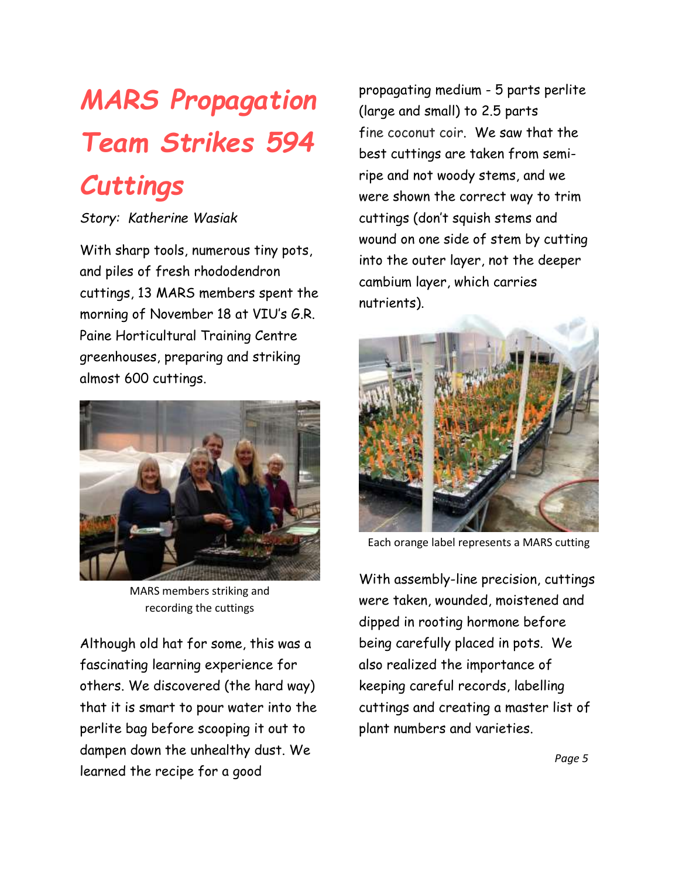# MARS Propagation Team Strikes 594 Cuttings

*Story: Katherine Wasiak*

With sharp tools, numerous tiny pots, and piles of fresh rhododendron cuttings, 13 MARS members spent the morning of November 18 at VIU's G.R. Paine Horticultural Training Centre greenhouses, preparing and striking almost 600 cuttings.

MARS members striking and recording the cuttings

Although old hat for some, this was a fascinating learning experience for others. We discovered (the hard way) that it is smart to pour water into the perlite bag before scooping it out to dampen down the unhealthy dust. We learned the recipe for a good propagating medium - 5 parts perlite (large and small) to 2.5 parts fine coconut coir. We saw that the best cuttings are taken from semi-ripe and not woody stems, and we were shown the correct way to trim cuttings (don't squish stems and wound on one side of stem by cutting into the outer layer, not the deeper cambium layer, which carries nutrients).

Each orange label represents a MARS cutting

With assembly-line precision, cuttings were taken, wounded, moistened and dipped in rooting hormone before being carefully placed in pots. We also realized the importance of keeping careful records, labelling cuttings and creating a master list of plant numbers and varieties.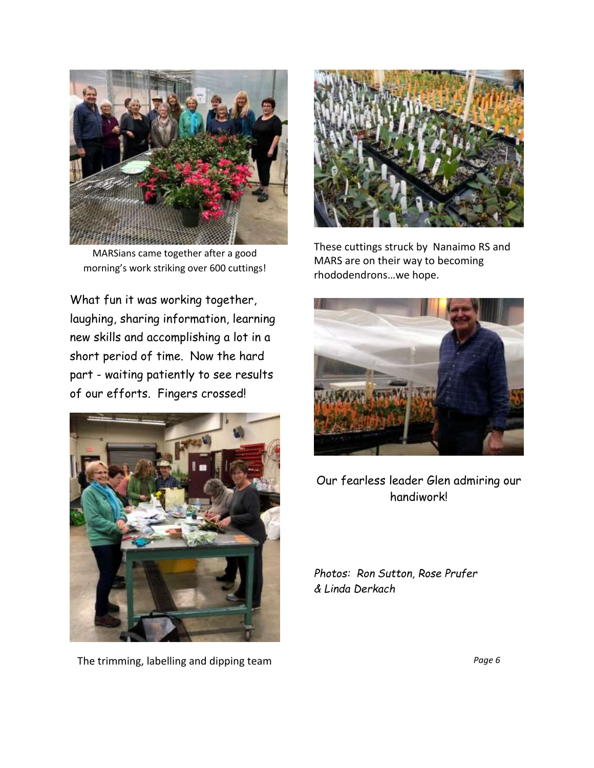MARSians came together after a good morning's work striking over 600 cuttings!

What fun it was working together, laughing, sharing information, learning new skills and accomplishing a lot in a short period of time. Now the hard part - waiting patiently to see results of our efforts. Fingers crossed!

The trimming, labelling and dipping team

These cuttings struck by Nanaimo RS and MARS are on their way to becoming rhododendrons…we hope.

Our fearless leader Glen admiring our handiwork!

*Photos: Ron Sutton, Rose Prufer & Linda Derkach*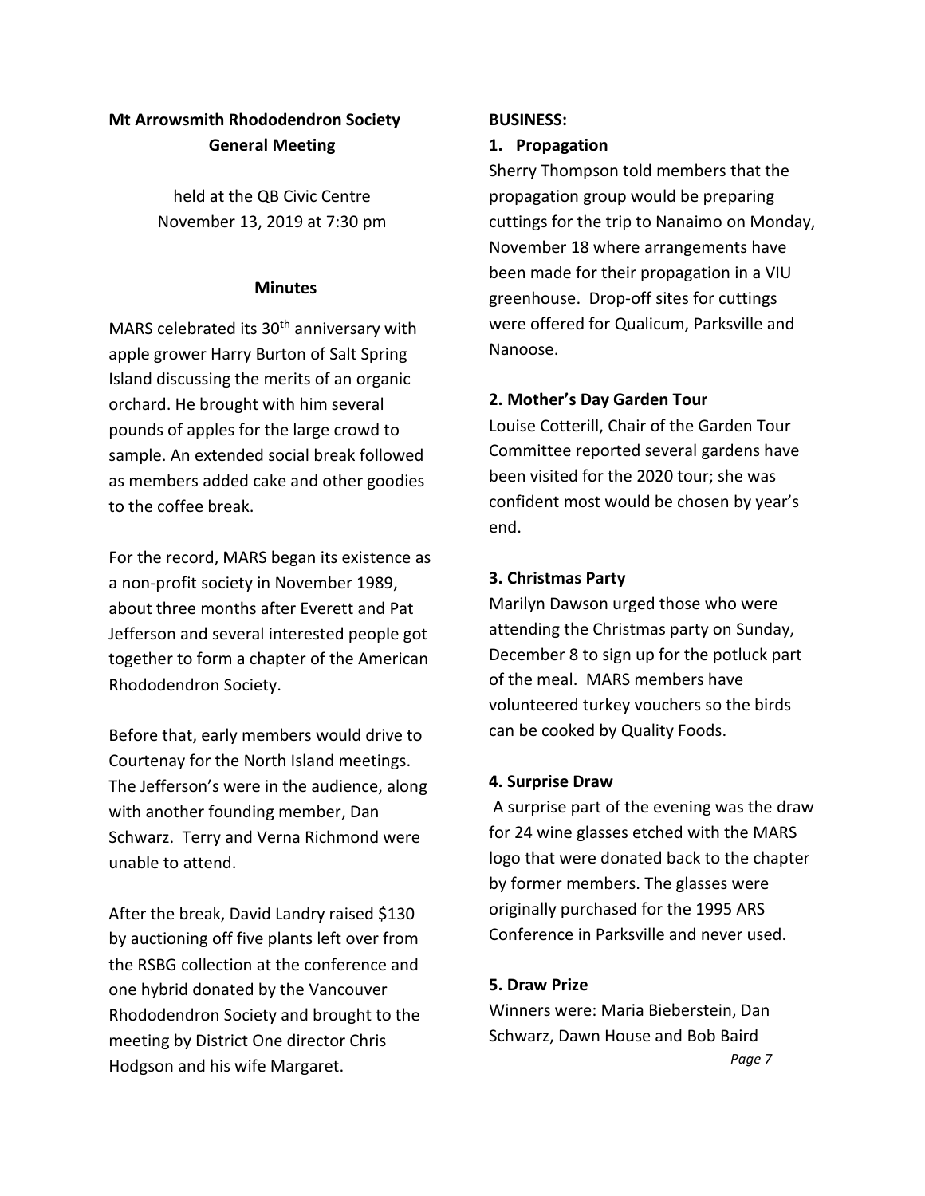## Mt Arrowsmith Rhododendron Society General Meeting

held at the QB Civic Centre
November 13, 2019 at 7:30 pm

### Minutes

MARS celebrated its 30th anniversary with apple grower Harry Burton of Salt Spring Island discussing the merits of an organic orchard. He brought with him several pounds of apples for the large crowd to sample. An extended social break followed as members added cake and other goodies to the coffee break.

For the record, MARS began its existence as a non-profit society in November 1989, about three months after Everett and Pat Jefferson and several interested people got together to form a chapter of the American Rhododendron Society.

Before that, early members would drive to Courtenay for the North Island meetings. The Jefferson's were in the audience, along with another founding member, Dan Schwarz. Terry and Verna Richmond were unable to attend.

After the break, David Landry raised $130 by auctioning off five plants left over from the RSBG collection at the conference and one hybrid donated by the Vancouver Rhododendron Society and brought to the meeting by District One director Chris Hodgson and his wife Margaret.

**BUSINESS:**

**1. Propagation**

Sherry Thompson told members that the propagation group would be preparing cuttings for the trip to Nanaimo on Monday, November 18 where arrangements have been made for their propagation in a VIU greenhouse. Drop-off sites for cuttings were offered for Qualicum, Parksville and Nanoose.

**2. Mother's Day Garden Tour**

Louise Cotterill, Chair of the Garden Tour Committee reported several gardens have been visited for the 2020 tour; she was confident most would be chosen by year's end.

**3. Christmas Party**

Marilyn Dawson urged those who were attending the Christmas party on Sunday, December 8 to sign up for the potluck part of the meal. MARS members have volunteered turkey vouchers so the birds can be cooked by Quality Foods.

**4. Surprise Draw**

A surprise part of the evening was the draw for 24 wine glasses etched with the MARS logo that were donated back to the chapter by former members. The glasses were originally purchased for the 1995 ARS Conference in Parksville and never used.

**5. Draw Prize**

Winners were: Maria Bieberstein, Dan Schwarz, Dawn House and Bob Baird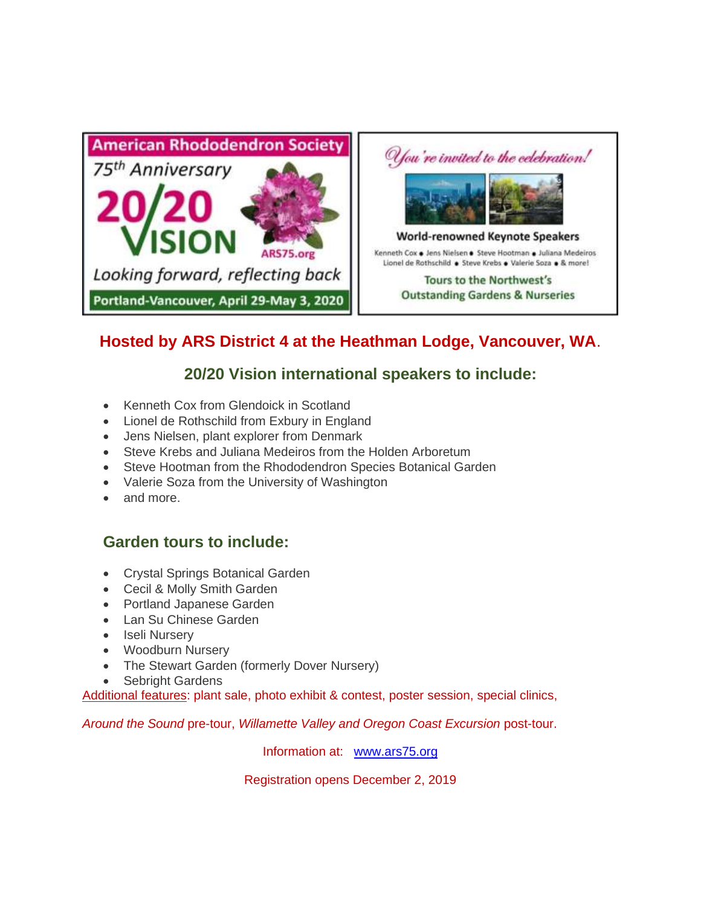American Rhododendron Society

75th Anniversary

20/20 VISION

ARS75.org

Looking forward, reflecting back

Portland-Vancouver, April 29-May 3, 2020

*You're invited to the celebration!*

World-renowned Keynote Speakers

Kenneth Cox • Jens Nielsen • Steve Hootman • Juliana Medeiros
Lionel de Rothschild • Steve Krebs • Valerie Soza • & more!

Tours to the Northwest's Outstanding Gardens & Nurseries

## Hosted by ARS District 4 at the Heathman Lodge, Vancouver, WA.

## 20/20 Vision international speakers to include:

- Kenneth Cox from Glendoick in Scotland
- Lionel de Rothschild from Exbury in England
- Jens Nielsen, plant explorer from Denmark
- Steve Krebs and Juliana Medeiros from the Holden Arboretum
- Steve Hootman from the Rhododendron Species Botanical Garden
- Valerie Soza from the University of Washington
- and more.

## Garden tours to include:

- Crystal Springs Botanical Garden
- Cecil & Molly Smith Garden
- Portland Japanese Garden
- Lan Su Chinese Garden
- Iseli Nursery
- Woodburn Nursery
- The Stewart Garden (formerly Dover Nursery)
- Sebright Gardens

Additional features: plant sale, photo exhibit & contest, poster session, special clinics,

*Around the Sound* pre-tour, *Willamette Valley and Oregon Coast Excursion* post-tour.

Information at: www.ars75.org

Registration opens December 2, 2019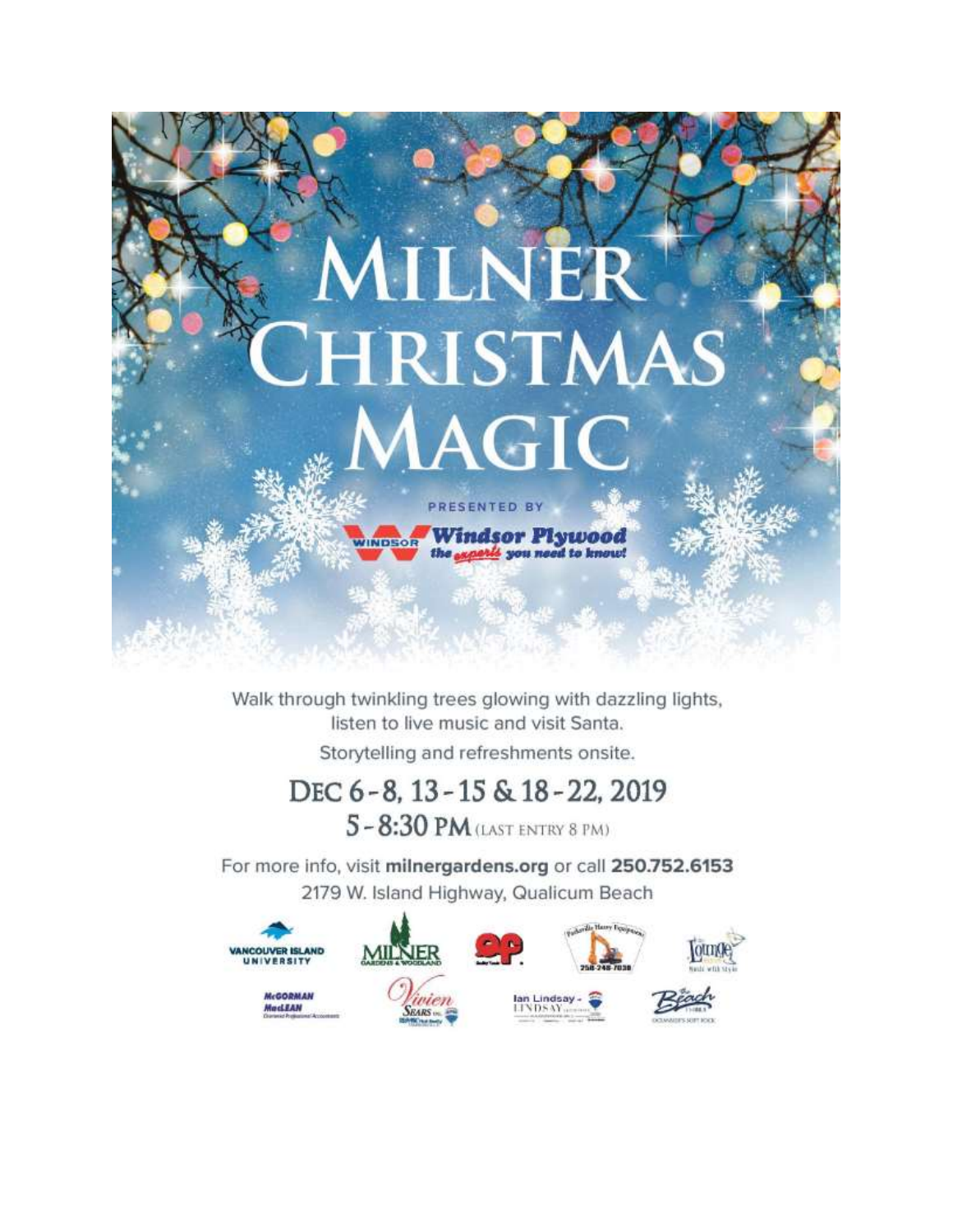# MILNER CHRISTMAS MAGIC

PRESENTED BY

**Windsor Plywood**
*the experts you need to know!*

Walk through twinkling trees glowing with dazzling lights, listen to live music and visit Santa.

Storytelling and refreshments onsite.

## DEC 6-8, 13-15 & 18-22, 2019

## 5-8:30 PM (LAST ENTRY 8 PM)

For more info, visit **milnergardens.org** or call **250.752.6153**

2179 W. Island Highway, Qualicum Beach

VANCOUVER ISLAND UNIVERSITY · MILNER GARDENS & WOODLAND · McGORMAN MacLEAN Chartered Professional Accountants · Vivien Sears · Ian Lindsay · The Lounge · The Beach